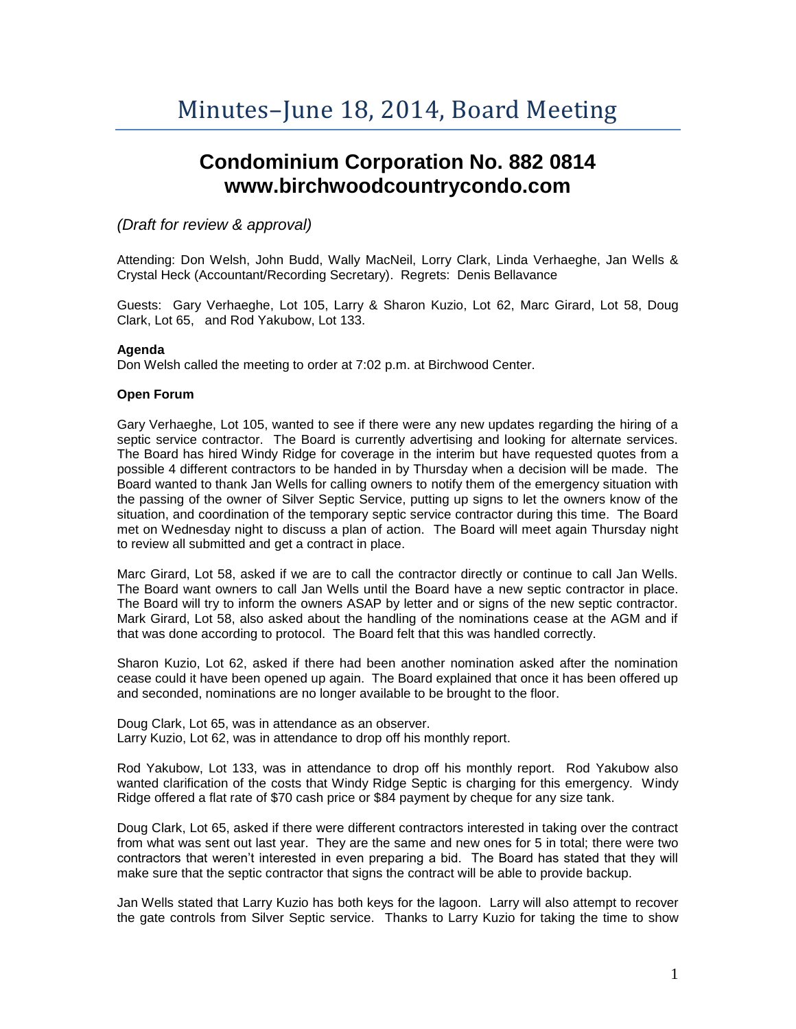# Minutes–June 18, 2014, Board Meeting

## Condominium Corporation No. 882 0814
## www.birchwoodcountrycondo.com

*(Draft for review & approval)*

Attending: Don Welsh, John Budd, Wally MacNeil, Lorry Clark, Linda Verhaeghe, Jan Wells & Crystal Heck (Accountant/Recording Secretary). Regrets: Denis Bellavance

Guests: Gary Verhaeghe, Lot 105, Larry & Sharon Kuzio, Lot 62, Marc Girard, Lot 58, Doug Clark, Lot 65, and Rod Yakubow, Lot 133.

**Agenda**

Don Welsh called the meeting to order at 7:02 p.m. at Birchwood Center.

**Open Forum**

Gary Verhaeghe, Lot 105, wanted to see if there were any new updates regarding the hiring of a septic service contractor. The Board is currently advertising and looking for alternate services. The Board has hired Windy Ridge for coverage in the interim but have requested quotes from a possible 4 different contractors to be handed in by Thursday when a decision will be made. The Board wanted to thank Jan Wells for calling owners to notify them of the emergency situation with the passing of the owner of Silver Septic Service, putting up signs to let the owners know of the situation, and coordination of the temporary septic service contractor during this time. The Board met on Wednesday night to discuss a plan of action. The Board will meet again Thursday night to review all submitted and get a contract in place.

Marc Girard, Lot 58, asked if we are to call the contractor directly or continue to call Jan Wells. The Board want owners to call Jan Wells until the Board have a new septic contractor in place. The Board will try to inform the owners ASAP by letter and or signs of the new septic contractor. Mark Girard, Lot 58, also asked about the handling of the nominations cease at the AGM and if that was done according to protocol. The Board felt that this was handled correctly.

Sharon Kuzio, Lot 62, asked if there had been another nomination asked after the nomination cease could it have been opened up again. The Board explained that once it has been offered up and seconded, nominations are no longer available to be brought to the floor.

Doug Clark, Lot 65, was in attendance as an observer.
Larry Kuzio, Lot 62, was in attendance to drop off his monthly report.

Rod Yakubow, Lot 133, was in attendance to drop off his monthly report. Rod Yakubow also wanted clarification of the costs that Windy Ridge Septic is charging for this emergency. Windy Ridge offered a flat rate of $70 cash price or $84 payment by cheque for any size tank.

Doug Clark, Lot 65, asked if there were different contractors interested in taking over the contract from what was sent out last year. They are the same and new ones for 5 in total; there were two contractors that weren't interested in even preparing a bid. The Board has stated that they will make sure that the septic contractor that signs the contract will be able to provide backup.

Jan Wells stated that Larry Kuzio has both keys for the lagoon. Larry will also attempt to recover the gate controls from Silver Septic service. Thanks to Larry Kuzio for taking the time to show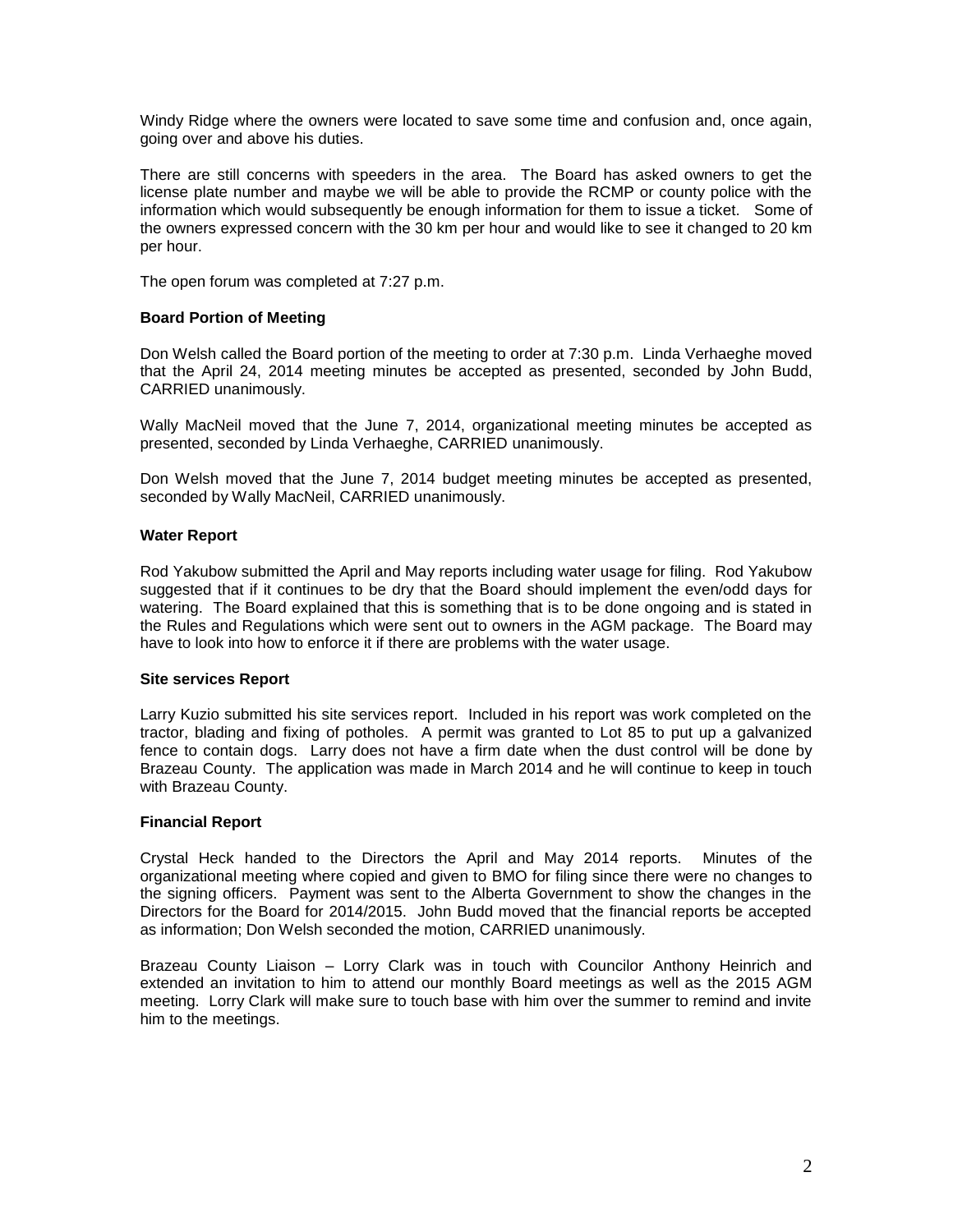Windy Ridge where the owners were located to save some time and confusion and, once again, going over and above his duties.

There are still concerns with speeders in the area. The Board has asked owners to get the license plate number and maybe we will be able to provide the RCMP or county police with the information which would subsequently be enough information for them to issue a ticket. Some of the owners expressed concern with the 30 km per hour and would like to see it changed to 20 km per hour.

The open forum was completed at 7:27 p.m.

**Board Portion of Meeting**

Don Welsh called the Board portion of the meeting to order at 7:30 p.m. Linda Verhaeghe moved that the April 24, 2014 meeting minutes be accepted as presented, seconded by John Budd, CARRIED unanimously.

Wally MacNeil moved that the June 7, 2014, organizational meeting minutes be accepted as presented, seconded by Linda Verhaeghe, CARRIED unanimously.

Don Welsh moved that the June 7, 2014 budget meeting minutes be accepted as presented, seconded by Wally MacNeil, CARRIED unanimously.

**Water Report**

Rod Yakubow submitted the April and May reports including water usage for filing. Rod Yakubow suggested that if it continues to be dry that the Board should implement the even/odd days for watering. The Board explained that this is something that is to be done ongoing and is stated in the Rules and Regulations which were sent out to owners in the AGM package. The Board may have to look into how to enforce it if there are problems with the water usage.

**Site services Report**

Larry Kuzio submitted his site services report. Included in his report was work completed on the tractor, blading and fixing of potholes. A permit was granted to Lot 85 to put up a galvanized fence to contain dogs. Larry does not have a firm date when the dust control will be done by Brazeau County. The application was made in March 2014 and he will continue to keep in touch with Brazeau County.

**Financial Report**

Crystal Heck handed to the Directors the April and May 2014 reports. Minutes of the organizational meeting where copied and given to BMO for filing since there were no changes to the signing officers. Payment was sent to the Alberta Government to show the changes in the Directors for the Board for 2014/2015. John Budd moved that the financial reports be accepted as information; Don Welsh seconded the motion, CARRIED unanimously.

Brazeau County Liaison – Lorry Clark was in touch with Councilor Anthony Heinrich and extended an invitation to him to attend our monthly Board meetings as well as the 2015 AGM meeting. Lorry Clark will make sure to touch base with him over the summer to remind and invite him to the meetings.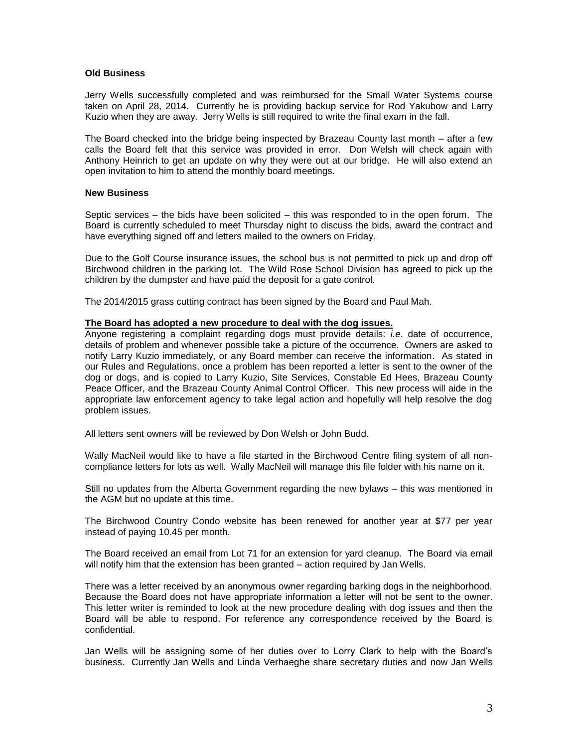**Old Business**

Jerry Wells successfully completed and was reimbursed for the Small Water Systems course taken on April 28, 2014. Currently he is providing backup service for Rod Yakubow and Larry Kuzio when they are away. Jerry Wells is still required to write the final exam in the fall.

The Board checked into the bridge being inspected by Brazeau County last month – after a few calls the Board felt that this service was provided in error. Don Welsh will check again with Anthony Heinrich to get an update on why they were out at our bridge. He will also extend an open invitation to him to attend the monthly board meetings.

**New Business**

Septic services – the bids have been solicited – this was responded to in the open forum. The Board is currently scheduled to meet Thursday night to discuss the bids, award the contract and have everything signed off and letters mailed to the owners on Friday.

Due to the Golf Course insurance issues, the school bus is not permitted to pick up and drop off Birchwood children in the parking lot. The Wild Rose School Division has agreed to pick up the children by the dumpster and have paid the deposit for a gate control.

The 2014/2015 grass cutting contract has been signed by the Board and Paul Mah.

**The Board has adopted a new procedure to deal with the dog issues.**

Anyone registering a complaint regarding dogs must provide details: *i.e*. date of occurrence, details of problem and whenever possible take a picture of the occurrence. Owners are asked to notify Larry Kuzio immediately, or any Board member can receive the information. As stated in our Rules and Regulations, once a problem has been reported a letter is sent to the owner of the dog or dogs, and is copied to Larry Kuzio, Site Services, Constable Ed Hees, Brazeau County Peace Officer, and the Brazeau County Animal Control Officer. This new process will aide in the appropriate law enforcement agency to take legal action and hopefully will help resolve the dog problem issues.

All letters sent owners will be reviewed by Don Welsh or John Budd.

Wally MacNeil would like to have a file started in the Birchwood Centre filing system of all non-compliance letters for lots as well. Wally MacNeil will manage this file folder with his name on it.

Still no updates from the Alberta Government regarding the new bylaws – this was mentioned in the AGM but no update at this time.

The Birchwood Country Condo website has been renewed for another year at $77 per year instead of paying 10.45 per month.

The Board received an email from Lot 71 for an extension for yard cleanup. The Board via email will notify him that the extension has been granted – action required by Jan Wells.

There was a letter received by an anonymous owner regarding barking dogs in the neighborhood. Because the Board does not have appropriate information a letter will not be sent to the owner. This letter writer is reminded to look at the new procedure dealing with dog issues and then the Board will be able to respond. For reference any correspondence received by the Board is confidential.

Jan Wells will be assigning some of her duties over to Lorry Clark to help with the Board's business. Currently Jan Wells and Linda Verhaeghe share secretary duties and now Jan Wells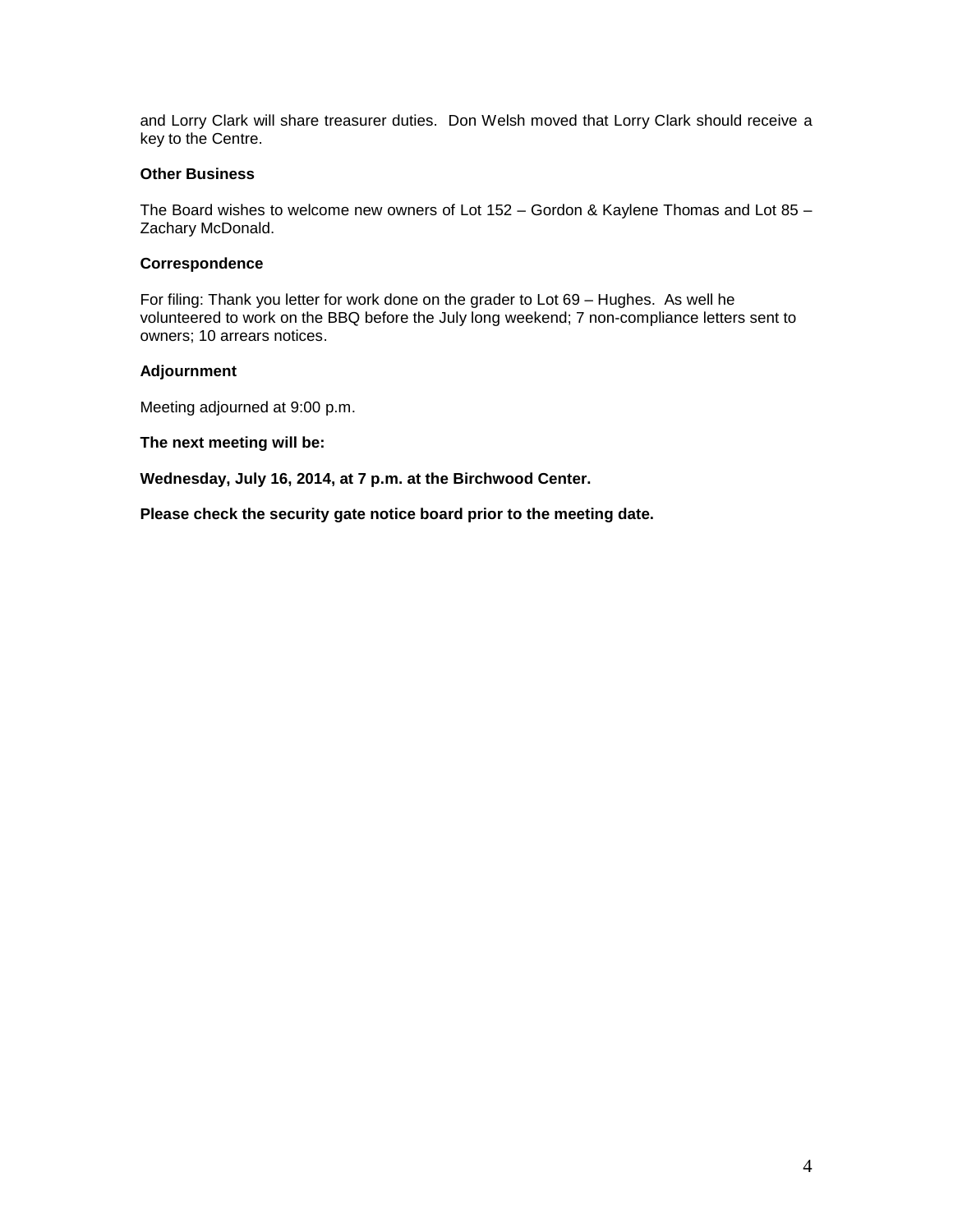and Lorry Clark will share treasurer duties. Don Welsh moved that Lorry Clark should receive a key to the Centre.

**Other Business**

The Board wishes to welcome new owners of Lot 152 – Gordon & Kaylene Thomas and Lot 85 – Zachary McDonald.

**Correspondence**

For filing: Thank you letter for work done on the grader to Lot 69 – Hughes. As well he volunteered to work on the BBQ before the July long weekend; 7 non-compliance letters sent to owners; 10 arrears notices.

**Adjournment**

Meeting adjourned at 9:00 p.m.

**The next meeting will be:**

**Wednesday, July 16, 2014, at 7 p.m. at the Birchwood Center.**

**Please check the security gate notice board prior to the meeting date.**